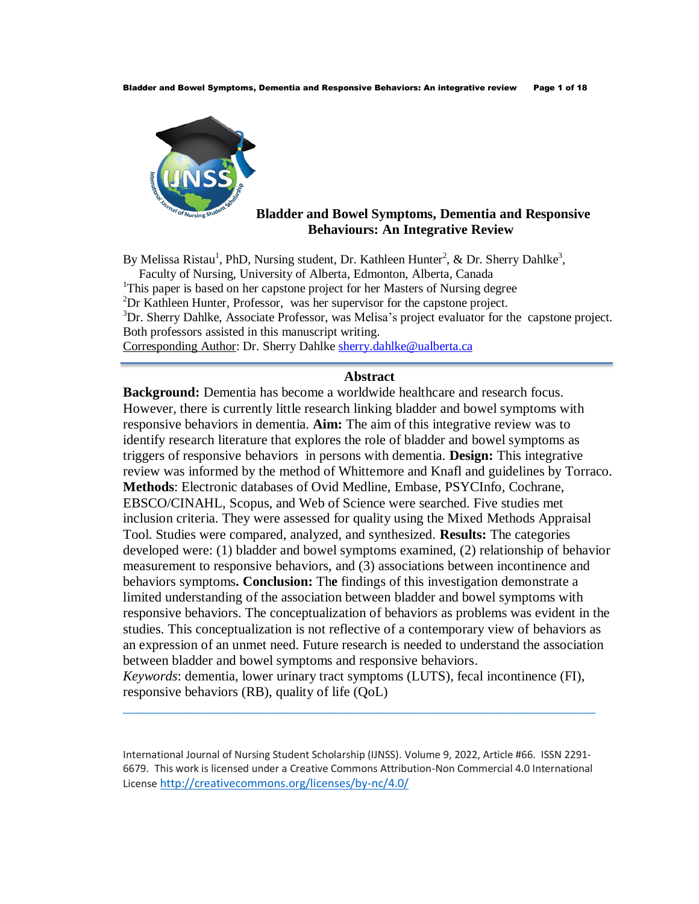# Bladder and Bowel Symptoms, Dementia and Responsive Behaviours: An Integrative Review

By Melissa Ristau[1], PhD, Nursing student, Dr. Kathleen Hunter[2], & Dr. Sherry Dahlke[3],
Faculty of Nursing, University of Alberta, Edmonton, Alberta, Canada

[1]This paper is based on her capstone project for her Masters of Nursing degree
[2]Dr Kathleen Hunter, Professor, was her supervisor for the capstone project.
[3]Dr. Sherry Dahlke, Associate Professor, was Melisa's project evaluator for the capstone project. Both professors assisted in this manuscript writing.
Corresponding Author: Dr. Sherry Dahlke sherry.dahlke@ualberta.ca

---

## Abstract

**Background:** Dementia has become a worldwide healthcare and research focus. However, there is currently little research linking bladder and bowel symptoms with responsive behaviors in dementia. **Aim:** The aim of this integrative review was to identify research literature that explores the role of bladder and bowel symptoms as triggers of responsive behaviors in persons with dementia. **Design:** This integrative review was informed by the method of Whittemore and Knafl and guidelines by Torraco. **Methods**: Electronic databases of Ovid Medline, Embase, PSYCInfo, Cochrane, EBSCO/CINAHL, Scopus, and Web of Science were searched. Five studies met inclusion criteria. They were assessed for quality using the Mixed Methods Appraisal Tool. Studies were compared, analyzed, and synthesized. **Results:** The categories developed were: (1) bladder and bowel symptoms examined, (2) relationship of behavior measurement to responsive behaviors, and (3) associations between incontinence and behaviors symptoms**. Conclusion:** The findings of this investigation demonstrate a limited understanding of the association between bladder and bowel symptoms with responsive behaviors. The conceptualization of behaviors as problems was evident in the studies. This conceptualization is not reflective of a contemporary view of behaviors as an expression of an unmet need. Future research is needed to understand the association between bladder and bowel symptoms and responsive behaviors.

*Keywords*: dementia, lower urinary tract symptoms (LUTS), fecal incontinence (FI), responsive behaviors (RB), quality of life (QoL)

---

International Journal of Nursing Student Scholarship (IJNSS). Volume 9, 2022, Article #66. ISSN 2291-6679. This work is licensed under a Creative Commons Attribution-Non Commercial 4.0 International License http://creativecommons.org/licenses/by-nc/4.0/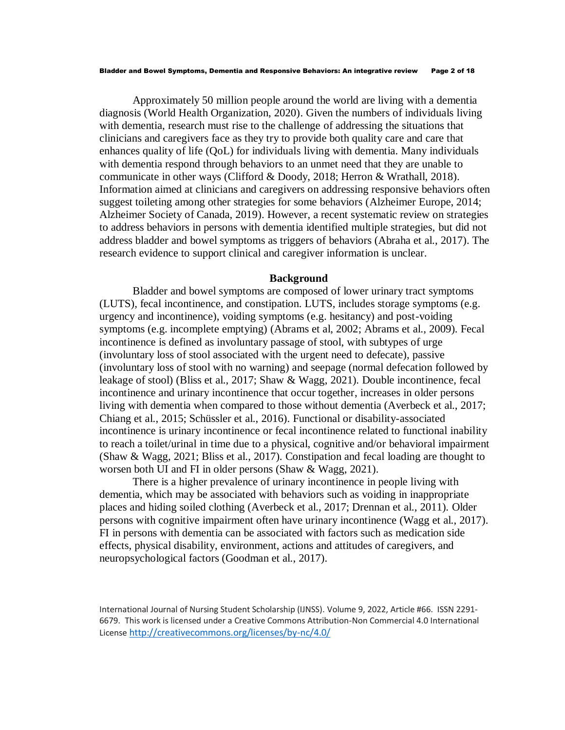Approximately 50 million people around the world are living with a dementia diagnosis (World Health Organization, 2020). Given the numbers of individuals living with dementia, research must rise to the challenge of addressing the situations that clinicians and caregivers face as they try to provide both quality care and care that enhances quality of life (QoL) for individuals living with dementia. Many individuals with dementia respond through behaviors to an unmet need that they are unable to communicate in other ways (Clifford & Doody, 2018; Herron & Wrathall, 2018). Information aimed at clinicians and caregivers on addressing responsive behaviors often suggest toileting among other strategies for some behaviors (Alzheimer Europe, 2014; Alzheimer Society of Canada, 2019). However, a recent systematic review on strategies to address behaviors in persons with dementia identified multiple strategies, but did not address bladder and bowel symptoms as triggers of behaviors (Abraha et al., 2017). The research evidence to support clinical and caregiver information is unclear.

## Background

Bladder and bowel symptoms are composed of lower urinary tract symptoms (LUTS), fecal incontinence, and constipation. LUTS, includes storage symptoms (e.g. urgency and incontinence), voiding symptoms (e.g. hesitancy) and post-voiding symptoms (e.g. incomplete emptying) (Abrams et al, 2002; Abrams et al., 2009). Fecal incontinence is defined as involuntary passage of stool, with subtypes of urge (involuntary loss of stool associated with the urgent need to defecate), passive (involuntary loss of stool with no warning) and seepage (normal defecation followed by leakage of stool) (Bliss et al., 2017; Shaw & Wagg, 2021). Double incontinence, fecal incontinence and urinary incontinence that occur together, increases in older persons living with dementia when compared to those without dementia (Averbeck et al., 2017; Chiang et al., 2015; Schüssler et al., 2016). Functional or disability-associated incontinence is urinary incontinence or fecal incontinence related to functional inability to reach a toilet/urinal in time due to a physical, cognitive and/or behavioral impairment (Shaw & Wagg, 2021; Bliss et al., 2017). Constipation and fecal loading are thought to worsen both UI and FI in older persons (Shaw & Wagg, 2021).

There is a higher prevalence of urinary incontinence in people living with dementia, which may be associated with behaviors such as voiding in inappropriate places and hiding soiled clothing (Averbeck et al., 2017; Drennan et al., 2011). Older persons with cognitive impairment often have urinary incontinence (Wagg et al., 2017). FI in persons with dementia can be associated with factors such as medication side effects, physical disability, environment, actions and attitudes of caregivers, and neuropsychological factors (Goodman et al., 2017).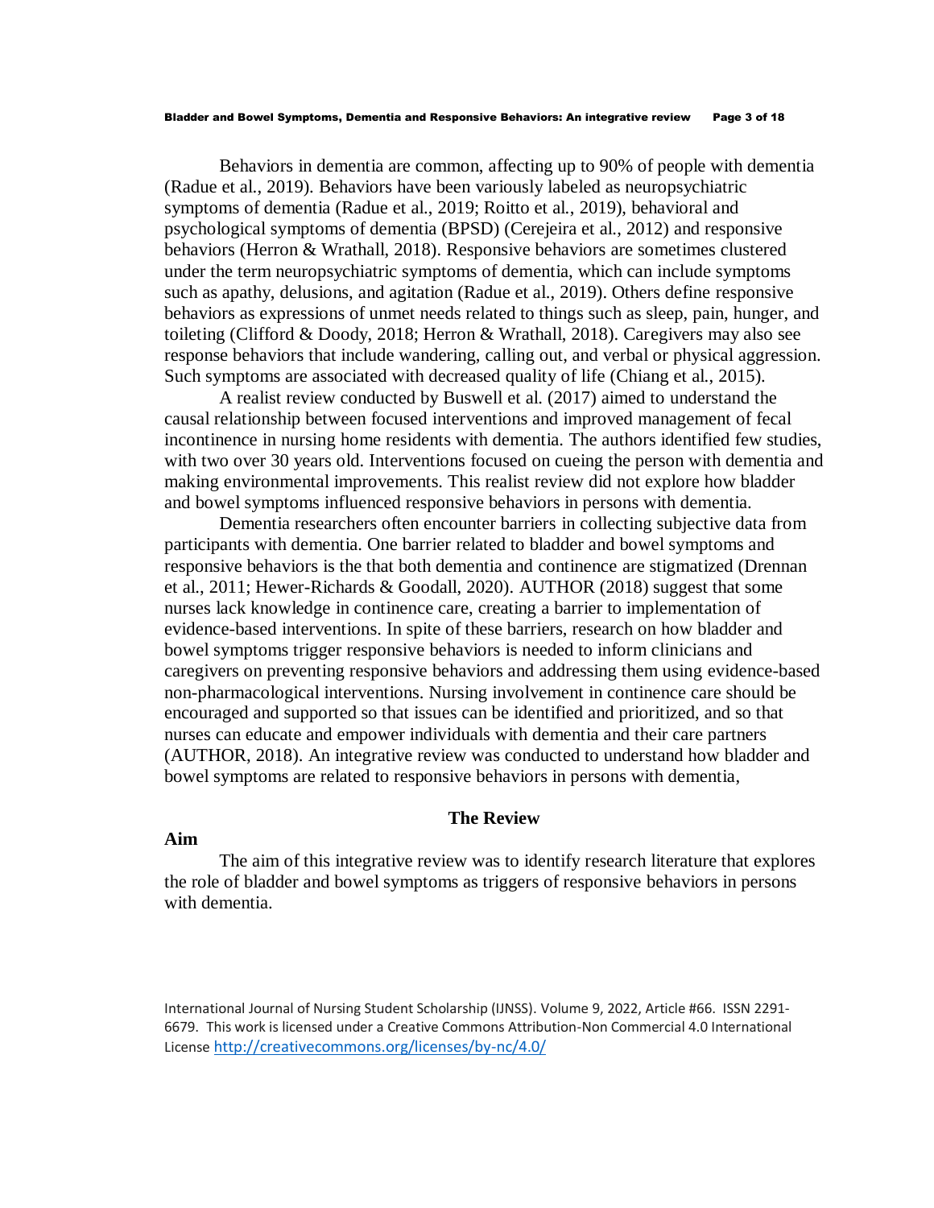Behaviors in dementia are common, affecting up to 90% of people with dementia (Radue et al., 2019). Behaviors have been variously labeled as neuropsychiatric symptoms of dementia (Radue et al., 2019; Roitto et al., 2019), behavioral and psychological symptoms of dementia (BPSD) (Cerejeira et al., 2012) and responsive behaviors (Herron & Wrathall, 2018). Responsive behaviors are sometimes clustered under the term neuropsychiatric symptoms of dementia, which can include symptoms such as apathy, delusions, and agitation (Radue et al., 2019). Others define responsive behaviors as expressions of unmet needs related to things such as sleep, pain, hunger, and toileting (Clifford & Doody, 2018; Herron & Wrathall, 2018). Caregivers may also see response behaviors that include wandering, calling out, and verbal or physical aggression. Such symptoms are associated with decreased quality of life (Chiang et al., 2015).

A realist review conducted by Buswell et al. (2017) aimed to understand the causal relationship between focused interventions and improved management of fecal incontinence in nursing home residents with dementia. The authors identified few studies, with two over 30 years old. Interventions focused on cueing the person with dementia and making environmental improvements. This realist review did not explore how bladder and bowel symptoms influenced responsive behaviors in persons with dementia.

Dementia researchers often encounter barriers in collecting subjective data from participants with dementia. One barrier related to bladder and bowel symptoms and responsive behaviors is the that both dementia and continence are stigmatized (Drennan et al., 2011; Hewer-Richards & Goodall, 2020). AUTHOR (2018) suggest that some nurses lack knowledge in continence care, creating a barrier to implementation of evidence-based interventions. In spite of these barriers, research on how bladder and bowel symptoms trigger responsive behaviors is needed to inform clinicians and caregivers on preventing responsive behaviors and addressing them using evidence-based non-pharmacological interventions. Nursing involvement in continence care should be encouraged and supported so that issues can be identified and prioritized, and so that nurses can educate and empower individuals with dementia and their care partners (AUTHOR, 2018). An integrative review was conducted to understand how bladder and bowel symptoms are related to responsive behaviors in persons with dementia,

## The Review

### Aim

The aim of this integrative review was to identify research literature that explores the role of bladder and bowel symptoms as triggers of responsive behaviors in persons with dementia.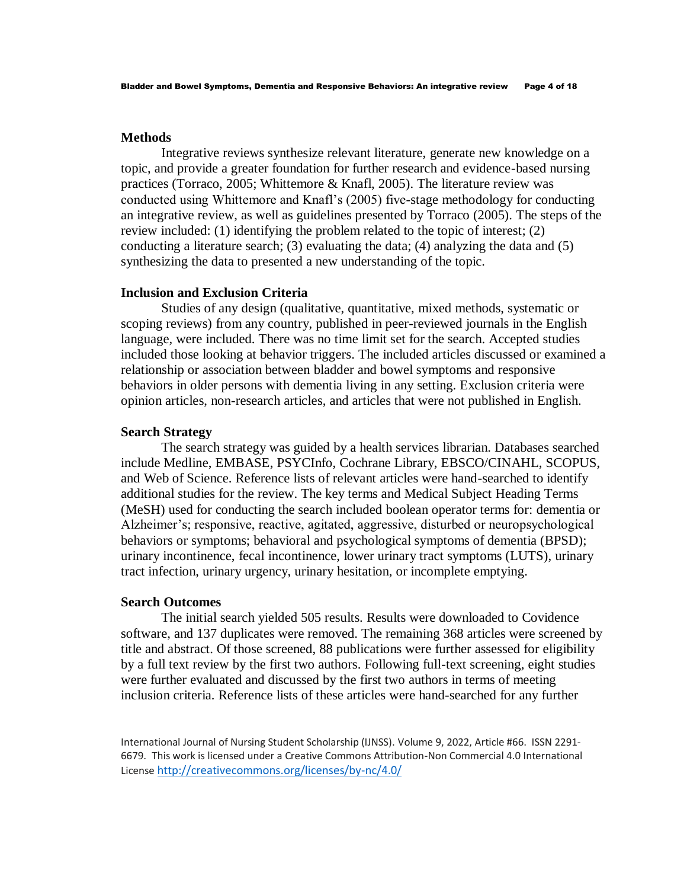## Methods

Integrative reviews synthesize relevant literature, generate new knowledge on a topic, and provide a greater foundation for further research and evidence-based nursing practices (Torraco, 2005; Whittemore & Knafl, 2005). The literature review was conducted using Whittemore and Knafl's (2005) five-stage methodology for conducting an integrative review, as well as guidelines presented by Torraco (2005). The steps of the review included: (1) identifying the problem related to the topic of interest; (2) conducting a literature search; (3) evaluating the data; (4) analyzing the data and (5) synthesizing the data to presented a new understanding of the topic.

### Inclusion and Exclusion Criteria

Studies of any design (qualitative, quantitative, mixed methods, systematic or scoping reviews) from any country, published in peer-reviewed journals in the English language, were included. There was no time limit set for the search. Accepted studies included those looking at behavior triggers. The included articles discussed or examined a relationship or association between bladder and bowel symptoms and responsive behaviors in older persons with dementia living in any setting. Exclusion criteria were opinion articles, non-research articles, and articles that were not published in English.

### Search Strategy

The search strategy was guided by a health services librarian. Databases searched include Medline, EMBASE, PSYCInfo, Cochrane Library, EBSCO/CINAHL, SCOPUS, and Web of Science. Reference lists of relevant articles were hand-searched to identify additional studies for the review. The key terms and Medical Subject Heading Terms (MeSH) used for conducting the search included boolean operator terms for: dementia or Alzheimer's; responsive, reactive, agitated, aggressive, disturbed or neuropsychological behaviors or symptoms; behavioral and psychological symptoms of dementia (BPSD); urinary incontinence, fecal incontinence, lower urinary tract symptoms (LUTS), urinary tract infection, urinary urgency, urinary hesitation, or incomplete emptying.

### Search Outcomes

The initial search yielded 505 results. Results were downloaded to Covidence software, and 137 duplicates were removed. The remaining 368 articles were screened by title and abstract. Of those screened, 88 publications were further assessed for eligibility by a full text review by the first two authors. Following full-text screening, eight studies were further evaluated and discussed by the first two authors in terms of meeting inclusion criteria. Reference lists of these articles were hand-searched for any further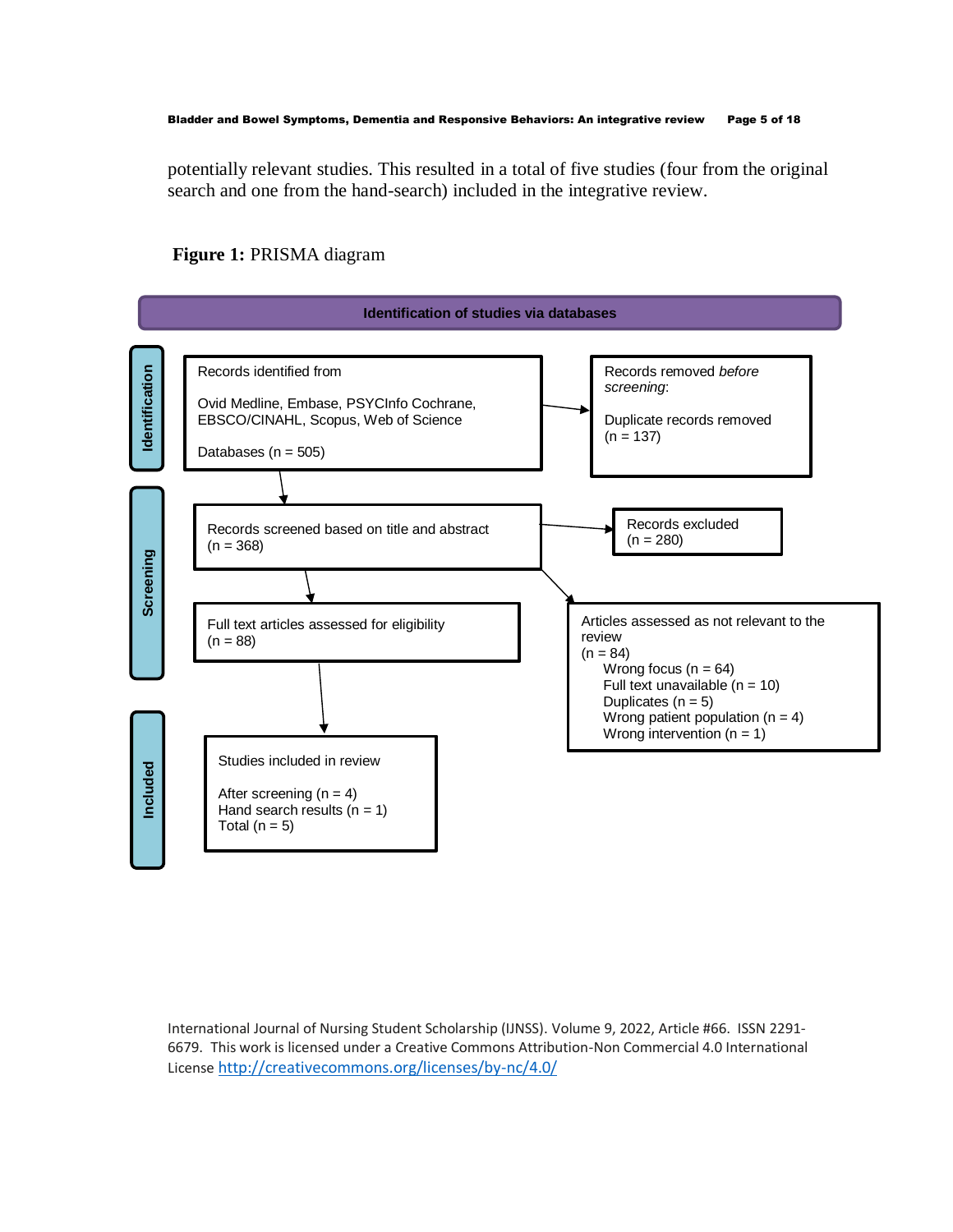potentially relevant studies. This resulted in a total of five studies (four from the original search and one from the hand-search) included in the integrative review.

**Figure 1:** PRISMA diagram

Identification of studies via databases

Identification

Records identified from

Ovid Medline, Embase, PSYCInfo Cochrane, EBSCO/CINAHL, Scopus, Web of Science

Databases (n = 505)

Records removed *before screening*:

Duplicate records removed (n = 137)

Screening

Records screened based on title and abstract (n = 368)

Records excluded (n = 280)

Full text articles assessed for eligibility (n = 88)

Articles assessed as not relevant to the review (n = 84)

Wrong focus (n = 64)
Full text unavailable (n = 10)
Duplicates (n = 5)
Wrong patient population (n = 4)
Wrong intervention (n = 1)

Included

Studies included in review

After screening (n = 4)
Hand search results (n = 1)
Total (n = 5)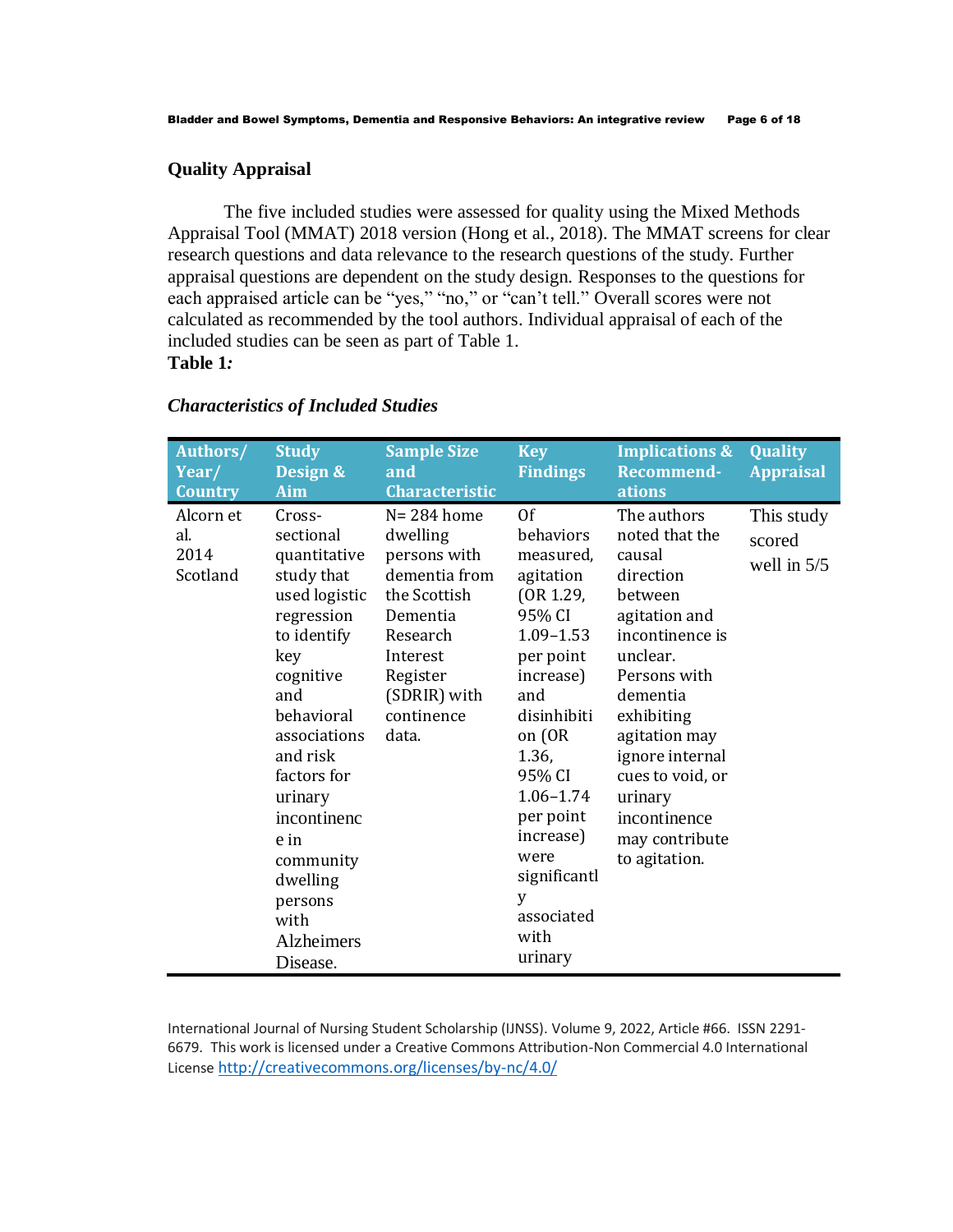## Quality Appraisal

The five included studies were assessed for quality using the Mixed Methods Appraisal Tool (MMAT) 2018 version (Hong et al., 2018). The MMAT screens for clear research questions and data relevance to the research questions of the study. Further appraisal questions are dependent on the study design. Responses to the questions for each appraised article can be "yes," "no," or "can't tell." Overall scores were not calculated as recommended by the tool authors. Individual appraisal of each of the included studies can be seen as part of Table 1.

**Table 1:**

***Characteristics of Included Studies***

| Authors/ Year/ Country | Study Design & Aim | Sample Size and Characteristic | Key Findings | Implications & Recommend-ations | Quality Appraisal |
|---|---|---|---|---|---|
| Alcorn et al. 2014 Scotland | Cross-sectional quantitative study that used logistic regression to identify key cognitive and behavioral associations and risk factors for urinary incontinence in community dwelling persons with Alzheimers Disease. | N= 284 home dwelling persons with dementia from the Scottish Dementia Research Interest Register (SDRIR) with continence data. | Of behaviors measured, agitation (OR 1.29, 95% CI 1.09–1.53 per point increase) and disinhibition (OR 1.36, 95% CI 1.06–1.74 per point increase) were significantly associated with urinary | The authors noted that the causal direction between agitation and incontinence is unclear. Persons with dementia exhibiting agitation may ignore internal cues to void, or urinary incontinence may contribute to agitation. | This study scored well in 5/5 |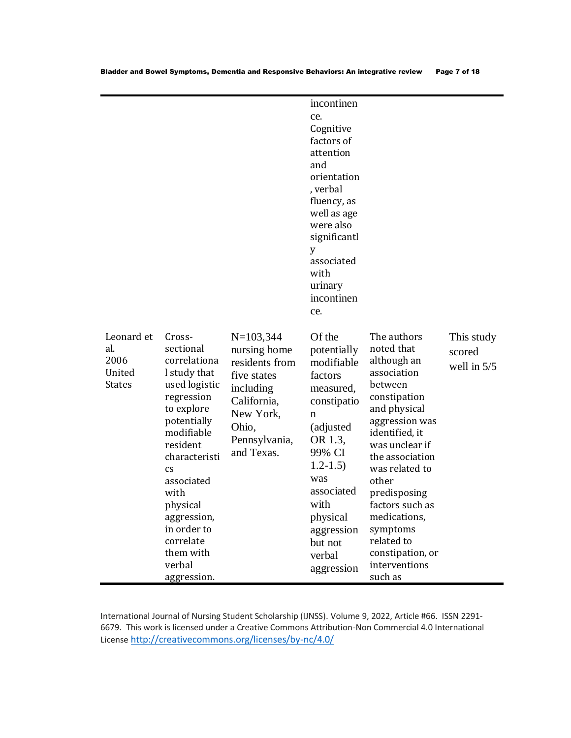| | | | | | |
|---|---|---|---|---|---|
| | | | incontinence. Cognitive factors of attention and orientation, verbal fluency, as well as age were also significantly associated with urinary incontinence. | | |
| Leonard et al. 2006 United States | Cross-sectional correlational study that used logistic regression to explore potentially modifiable resident characteristics associated with physical aggression, in order to correlate them with verbal aggression. | N=103,344 nursing home residents from five states including California, New York, Ohio, Pennsylvania, and Texas. | Of the potentially modifiable factors measured, constipation (adjusted OR 1.3, 99% CI 1.2-1.5) was associated with physical aggression but not verbal aggression | The authors noted that although an association between constipation and physical aggression was identified, it was unclear if the association was related to other predisposing factors such as medications, symptoms related to constipation, or interventions such as | This study scored well in 5/5 |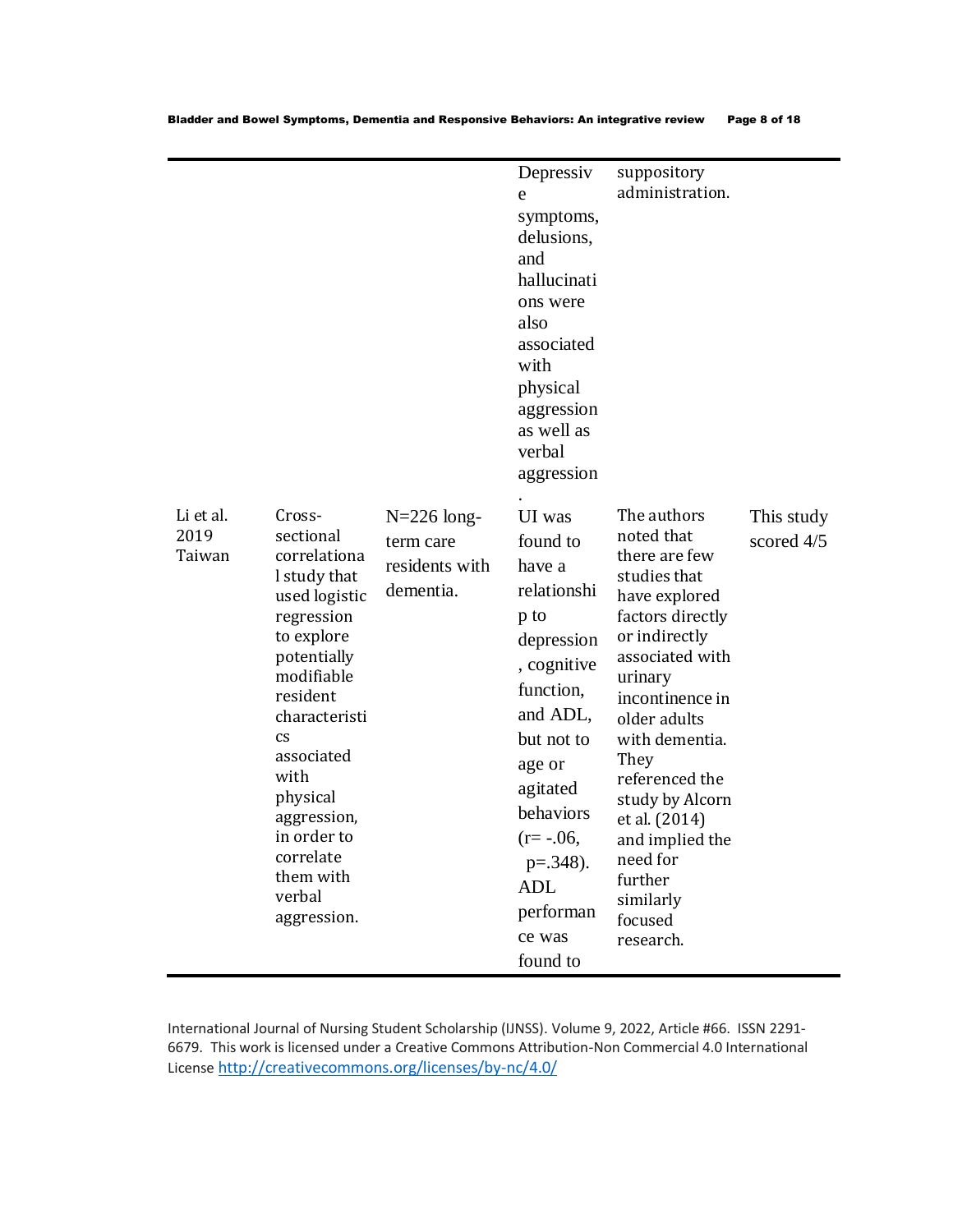| | | | | | |
|---|---|---|---|---|---|
| | | | Depressive symptoms, delusions, and hallucinations were also associated with physical aggression as well as verbal aggression. | suppository administration. | |
| Li et al. 2019 Taiwan | Cross-sectional correlational study that used logistic regression to explore potentially modifiable resident characteristics associated with physical aggression, in order to correlate them with verbal aggression. | N=226 long-term care residents with dementia. | UI was found to have a relationship to depression, cognitive function, and ADL, but not to age or agitated behaviors ($r= -.06$, $p=.348$). ADL performance was found to | The authors noted that there are few studies that have explored factors directly or indirectly associated with urinary incontinence in older adults with dementia. They referenced the study by Alcorn et al. (2014) and implied the need for further similarly focused research. | This study scored 4/5 |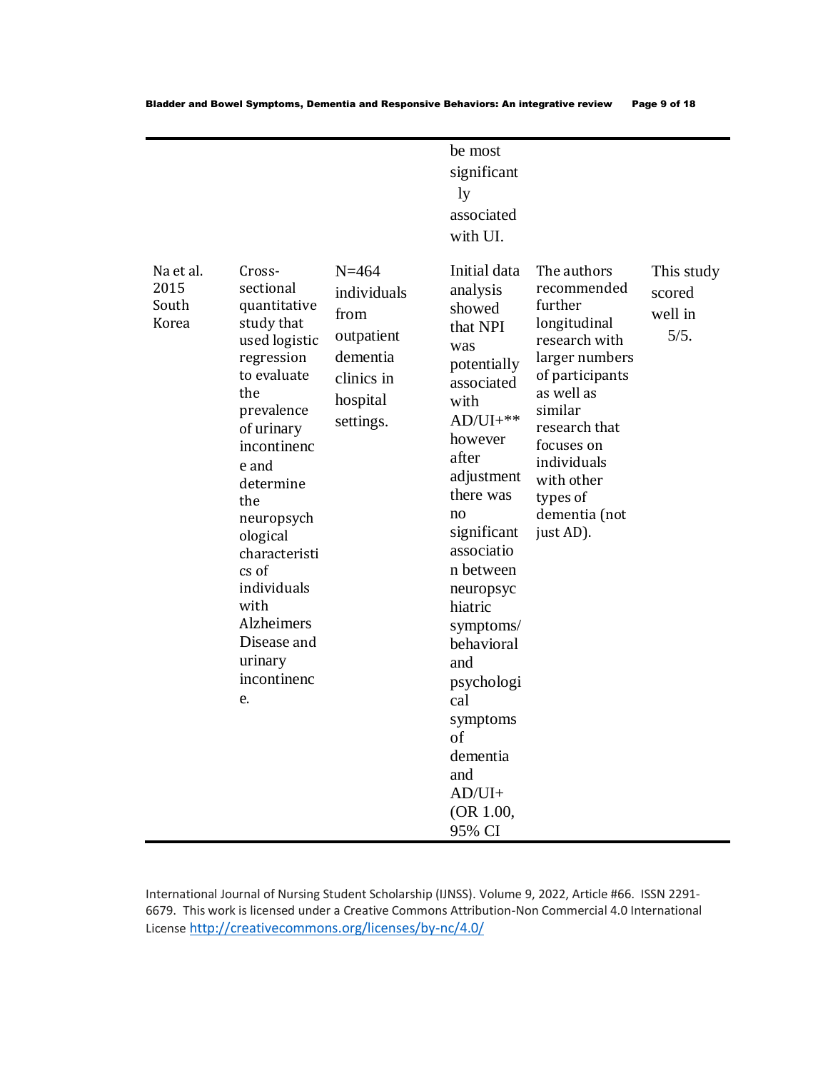| | | | | | |
|---|---|---|---|---|---|
| | | | be most significantly associated with UI. | | |
| Na et al. 2015 South Korea | Cross-sectional quantitative study that used logistic regression to evaluate the prevalence of urinary incontinence and determine the neuropsychological characteristics of individuals with Alzheimers Disease and urinary incontinence. | N=464 individuals from outpatient dementia clinics in hospital settings. | Initial data analysis showed that NPI was potentially associated with AD/UI+** however after adjustment there was no significant association between neuropsychiatric symptoms/ behavioral and psychological symptoms of dementia and AD/UI+ (OR 1.00, 95% CI | The authors recommended further longitudinal research with larger numbers of participants as well as similar research that focuses on individuals with other types of dementia (not just AD). | This study scored well in 5/5. |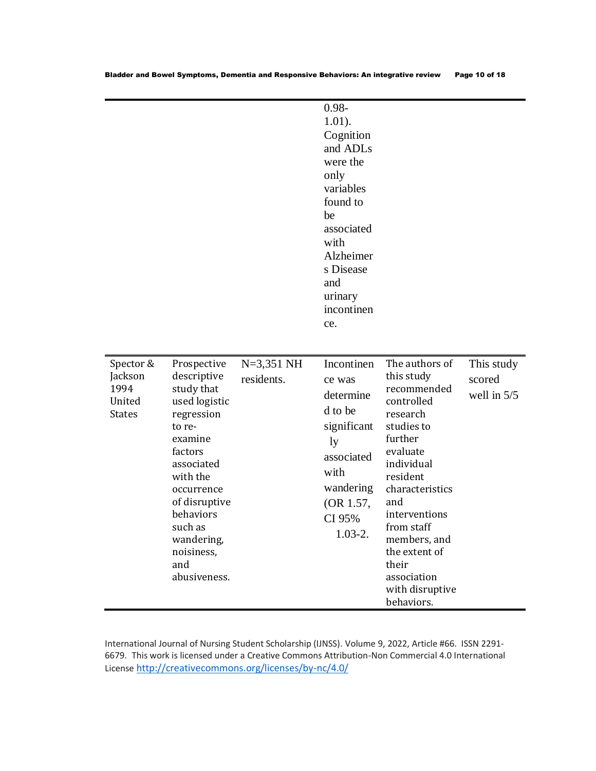| | | | | | |
|---|---|---|---|---|---|
| | | | 0.98-1.01). Cognition and ADLs were the only variables found to be associated with Alzheimers Disease and urinary incontinence. | | |
| Spector & Jackson 1994 United States | Prospective descriptive study that used logistic regression to re-examine factors associated with the occurrence of disruptive behaviors such as wandering, noisiness, and abusiveness. | N=3,351 NH residents. | Incontinence was determined to be significantly associated with wandering (OR 1.57, CI 95% 1.03-2. | The authors of this study recommended controlled research studies to further evaluate individual resident characteristics and interventions from staff members, and the extent of their association with disruptive behaviors. | This study scored well in 5/5 |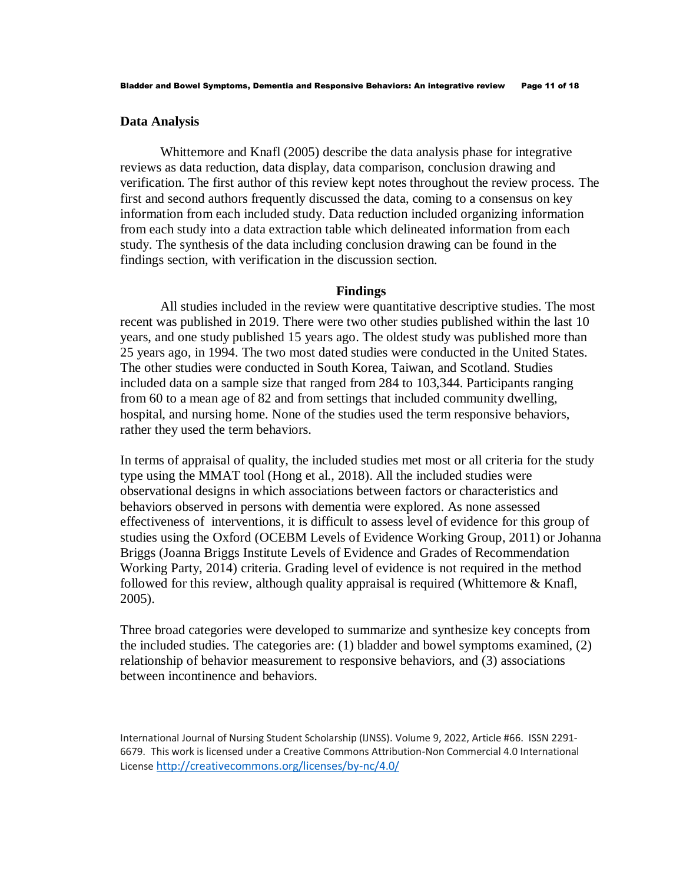## Data Analysis

Whittemore and Knafl (2005) describe the data analysis phase for integrative reviews as data reduction, data display, data comparison, conclusion drawing and verification. The first author of this review kept notes throughout the review process. The first and second authors frequently discussed the data, coming to a consensus on key information from each included study. Data reduction included organizing information from each study into a data extraction table which delineated information from each study. The synthesis of the data including conclusion drawing can be found in the findings section, with verification in the discussion section.

## Findings

All studies included in the review were quantitative descriptive studies. The most recent was published in 2019. There were two other studies published within the last 10 years, and one study published 15 years ago. The oldest study was published more than 25 years ago, in 1994. The two most dated studies were conducted in the United States. The other studies were conducted in South Korea, Taiwan, and Scotland. Studies included data on a sample size that ranged from 284 to 103,344. Participants ranging from 60 to a mean age of 82 and from settings that included community dwelling, hospital, and nursing home. None of the studies used the term responsive behaviors, rather they used the term behaviors.

In terms of appraisal of quality, the included studies met most or all criteria for the study type using the MMAT tool (Hong et al., 2018). All the included studies were observational designs in which associations between factors or characteristics and behaviors observed in persons with dementia were explored. As none assessed effectiveness of interventions, it is difficult to assess level of evidence for this group of studies using the Oxford (OCEBM Levels of Evidence Working Group, 2011) or Johanna Briggs (Joanna Briggs Institute Levels of Evidence and Grades of Recommendation Working Party, 2014) criteria. Grading level of evidence is not required in the method followed for this review, although quality appraisal is required (Whittemore & Knafl, 2005).

Three broad categories were developed to summarize and synthesize key concepts from the included studies. The categories are: (1) bladder and bowel symptoms examined, (2) relationship of behavior measurement to responsive behaviors, and (3) associations between incontinence and behaviors.

International Journal of Nursing Student Scholarship (IJNSS). Volume 9, 2022, Article #66. ISSN 2291-6679. This work is licensed under a Creative Commons Attribution-Non Commercial 4.0 International License http://creativecommons.org/licenses/by-nc/4.0/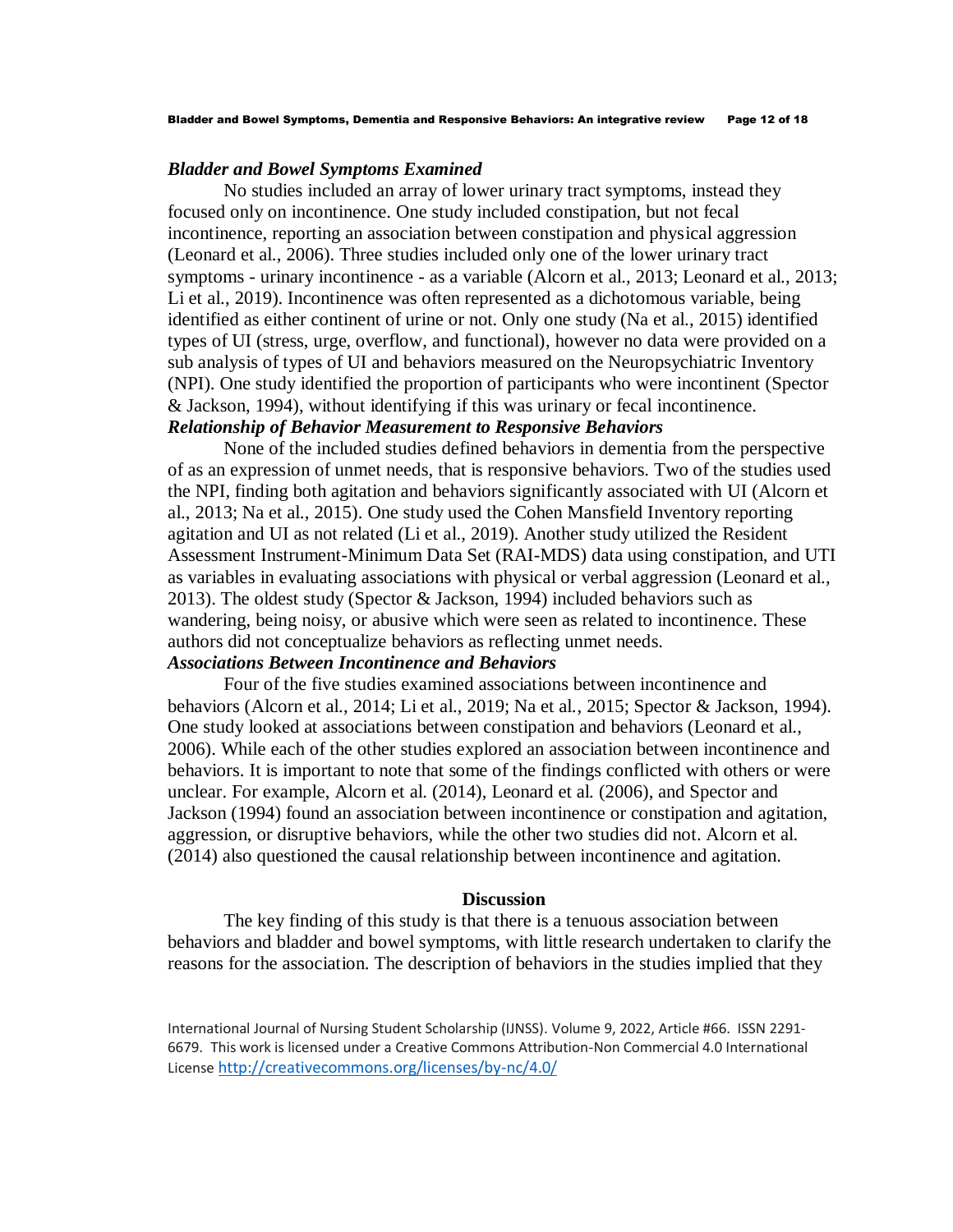### *Bladder and Bowel Symptoms Examined*

No studies included an array of lower urinary tract symptoms, instead they focused only on incontinence. One study included constipation, but not fecal incontinence, reporting an association between constipation and physical aggression (Leonard et al., 2006). Three studies included only one of the lower urinary tract symptoms - urinary incontinence - as a variable (Alcorn et al., 2013; Leonard et al., 2013; Li et al., 2019). Incontinence was often represented as a dichotomous variable, being identified as either continent of urine or not. Only one study (Na et al., 2015) identified types of UI (stress, urge, overflow, and functional), however no data were provided on a sub analysis of types of UI and behaviors measured on the Neuropsychiatric Inventory (NPI). One study identified the proportion of participants who were incontinent (Spector & Jackson, 1994), without identifying if this was urinary or fecal incontinence.

### *Relationship of Behavior Measurement to Responsive Behaviors*

None of the included studies defined behaviors in dementia from the perspective of as an expression of unmet needs, that is responsive behaviors. Two of the studies used the NPI, finding both agitation and behaviors significantly associated with UI (Alcorn et al., 2013; Na et al., 2015). One study used the Cohen Mansfield Inventory reporting agitation and UI as not related (Li et al., 2019). Another study utilized the Resident Assessment Instrument-Minimum Data Set (RAI-MDS) data using constipation, and UTI as variables in evaluating associations with physical or verbal aggression (Leonard et al., 2013). The oldest study (Spector & Jackson, 1994) included behaviors such as wandering, being noisy, or abusive which were seen as related to incontinence. These authors did not conceptualize behaviors as reflecting unmet needs.

### *Associations Between Incontinence and Behaviors*

Four of the five studies examined associations between incontinence and behaviors (Alcorn et al., 2014; Li et al., 2019; Na et al., 2015; Spector & Jackson, 1994). One study looked at associations between constipation and behaviors (Leonard et al., 2006). While each of the other studies explored an association between incontinence and behaviors. It is important to note that some of the findings conflicted with others or were unclear. For example, Alcorn et al. (2014), Leonard et al. (2006), and Spector and Jackson (1994) found an association between incontinence or constipation and agitation, aggression, or disruptive behaviors, while the other two studies did not. Alcorn et al. (2014) also questioned the causal relationship between incontinence and agitation.

## Discussion

The key finding of this study is that there is a tenuous association between behaviors and bladder and bowel symptoms, with little research undertaken to clarify the reasons for the association. The description of behaviors in the studies implied that they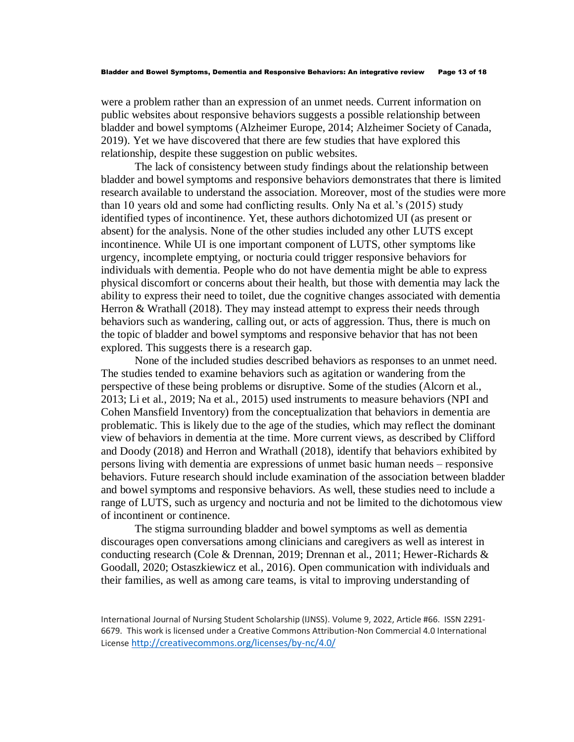were a problem rather than an expression of an unmet needs. Current information on public websites about responsive behaviors suggests a possible relationship between bladder and bowel symptoms (Alzheimer Europe, 2014; Alzheimer Society of Canada, 2019). Yet we have discovered that there are few studies that have explored this relationship, despite these suggestion on public websites.

The lack of consistency between study findings about the relationship between bladder and bowel symptoms and responsive behaviors demonstrates that there is limited research available to understand the association. Moreover, most of the studies were more than 10 years old and some had conflicting results. Only Na et al.'s (2015) study identified types of incontinence. Yet, these authors dichotomized UI (as present or absent) for the analysis. None of the other studies included any other LUTS except incontinence. While UI is one important component of LUTS, other symptoms like urgency, incomplete emptying, or nocturia could trigger responsive behaviors for individuals with dementia. People who do not have dementia might be able to express physical discomfort or concerns about their health, but those with dementia may lack the ability to express their need to toilet, due the cognitive changes associated with dementia Herron & Wrathall (2018). They may instead attempt to express their needs through behaviors such as wandering, calling out, or acts of aggression. Thus, there is much on the topic of bladder and bowel symptoms and responsive behavior that has not been explored. This suggests there is a research gap.

None of the included studies described behaviors as responses to an unmet need. The studies tended to examine behaviors such as agitation or wandering from the perspective of these being problems or disruptive. Some of the studies (Alcorn et al., 2013; Li et al., 2019; Na et al., 2015) used instruments to measure behaviors (NPI and Cohen Mansfield Inventory) from the conceptualization that behaviors in dementia are problematic. This is likely due to the age of the studies, which may reflect the dominant view of behaviors in dementia at the time. More current views, as described by Clifford and Doody (2018) and Herron and Wrathall (2018), identify that behaviors exhibited by persons living with dementia are expressions of unmet basic human needs – responsive behaviors. Future research should include examination of the association between bladder and bowel symptoms and responsive behaviors. As well, these studies need to include a range of LUTS, such as urgency and nocturia and not be limited to the dichotomous view of incontinent or continence.

The stigma surrounding bladder and bowel symptoms as well as dementia discourages open conversations among clinicians and caregivers as well as interest in conducting research (Cole & Drennan, 2019; Drennan et al., 2011; Hewer-Richards & Goodall, 2020; Ostaszkiewicz et al., 2016). Open communication with individuals and their families, as well as among care teams, is vital to improving understanding of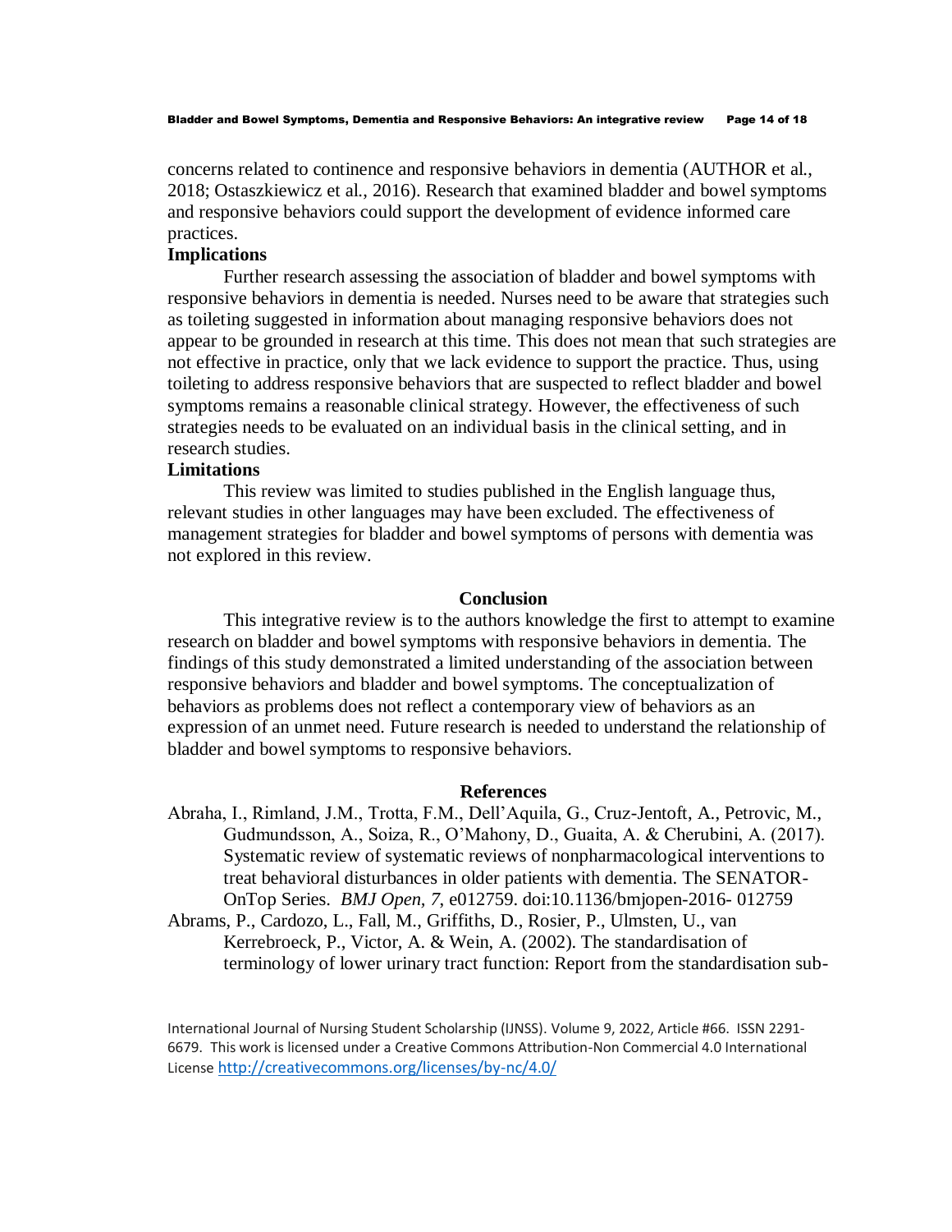concerns related to continence and responsive behaviors in dementia (AUTHOR et al., 2018; Ostaszkiewicz et al., 2016). Research that examined bladder and bowel symptoms and responsive behaviors could support the development of evidence informed care practices.

### Implications

Further research assessing the association of bladder and bowel symptoms with responsive behaviors in dementia is needed. Nurses need to be aware that strategies such as toileting suggested in information about managing responsive behaviors does not appear to be grounded in research at this time. This does not mean that such strategies are not effective in practice, only that we lack evidence to support the practice. Thus, using toileting to address responsive behaviors that are suspected to reflect bladder and bowel symptoms remains a reasonable clinical strategy. However, the effectiveness of such strategies needs to be evaluated on an individual basis in the clinical setting, and in research studies.

### Limitations

This review was limited to studies published in the English language thus, relevant studies in other languages may have been excluded. The effectiveness of management strategies for bladder and bowel symptoms of persons with dementia was not explored in this review.

## Conclusion

This integrative review is to the authors knowledge the first to attempt to examine research on bladder and bowel symptoms with responsive behaviors in dementia. The findings of this study demonstrated a limited understanding of the association between responsive behaviors and bladder and bowel symptoms. The conceptualization of behaviors as problems does not reflect a contemporary view of behaviors as an expression of an unmet need. Future research is needed to understand the relationship of bladder and bowel symptoms to responsive behaviors.

## References

Abraha, I., Rimland, J.M., Trotta, F.M., Dell'Aquila, G., Cruz-Jentoft, A., Petrovic, M., Gudmundsson, A., Soiza, R., O'Mahony, D., Guaita, A. & Cherubini, A. (2017). Systematic review of systematic reviews of nonpharmacological interventions to treat behavioral disturbances in older patients with dementia. The SENATOR-OnTop Series. *BMJ Open, 7*, e012759. doi:10.1136/bmjopen-2016- 012759

Abrams, P., Cardozo, L., Fall, M., Griffiths, D., Rosier, P., Ulmsten, U., van Kerrebroeck, P., Victor, A. & Wein, A. (2002). The standardisation of terminology of lower urinary tract function: Report from the standardisation sub-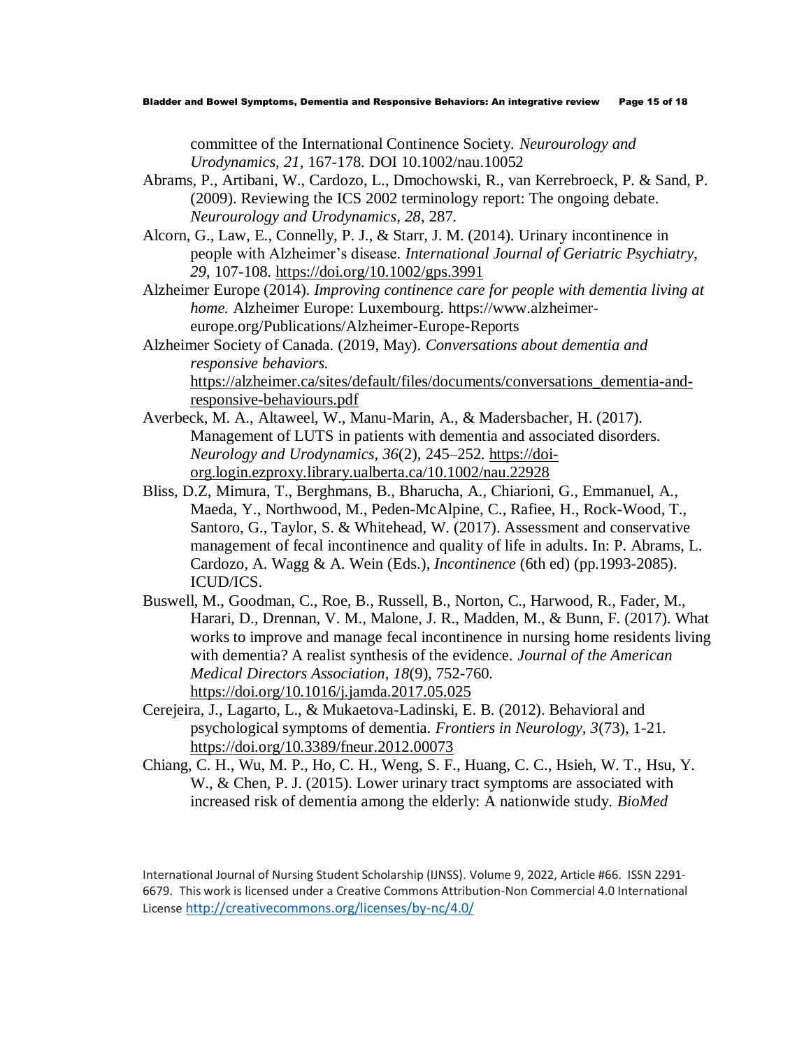committee of the International Continence Society. *Neurourology and Urodynamics, 21*, 167-178. DOI 10.1002/nau.10052

Abrams, P., Artibani, W., Cardozo, L., Dmochowski, R., van Kerrebroeck, P. & Sand, P. (2009). Reviewing the ICS 2002 terminology report: The ongoing debate. *Neurourology and Urodynamics, 28*, 287.

Alcorn, G., Law, E., Connelly, P. J., & Starr, J. M. (2014). Urinary incontinence in people with Alzheimer's disease. *International Journal of Geriatric Psychiatry, 29*, 107-108. https://doi.org/10.1002/gps.3991

Alzheimer Europe (2014). *Improving continence care for people with dementia living at home.* Alzheimer Europe: Luxembourg. https://www.alzheimer-europe.org/Publications/Alzheimer-Europe-Reports

Alzheimer Society of Canada. (2019, May). *Conversations about dementia and responsive behaviors.* https://alzheimer.ca/sites/default/files/documents/conversations_dementia-and-responsive-behaviours.pdf

Averbeck, M. A., Altaweel, W., Manu-Marin, A., & Madersbacher, H. (2017). Management of LUTS in patients with dementia and associated disorders. *Neurology and Urodynamics, 36*(2), 245–252. https://doi-org.login.ezproxy.library.ualberta.ca/10.1002/nau.22928

Bliss, D.Z, Mimura, T., Berghmans, B., Bharucha, A., Chiarioni, G., Emmanuel, A., Maeda, Y., Northwood, M., Peden-McAlpine, C., Rafiee, H., Rock-Wood, T., Santoro, G., Taylor, S. & Whitehead, W. (2017). Assessment and conservative management of fecal incontinence and quality of life in adults. In: P. Abrams, L. Cardozo, A. Wagg & A. Wein (Eds.), *Incontinence* (6th ed) (pp.1993-2085). ICUD/ICS.

Buswell, M., Goodman, C., Roe, B., Russell, B., Norton, C., Harwood, R., Fader, M., Harari, D., Drennan, V. M., Malone, J. R., Madden, M., & Bunn, F. (2017). What works to improve and manage fecal incontinence in nursing home residents living with dementia? A realist synthesis of the evidence. *Journal of the American Medical Directors Association, 18*(9), 752-760. https://doi.org/10.1016/j.jamda.2017.05.025

Cerejeira, J., Lagarto, L., & Mukaetova-Ladinski, E. B. (2012). Behavioral and psychological symptoms of dementia. *Frontiers in Neurology, 3*(73), 1-21. https://doi.org/10.3389/fneur.2012.00073

Chiang, C. H., Wu, M. P., Ho, C. H., Weng, S. F., Huang, C. C., Hsieh, W. T., Hsu, Y. W., & Chen, P. J. (2015). Lower urinary tract symptoms are associated with increased risk of dementia among the elderly: A nationwide study. *BioMed*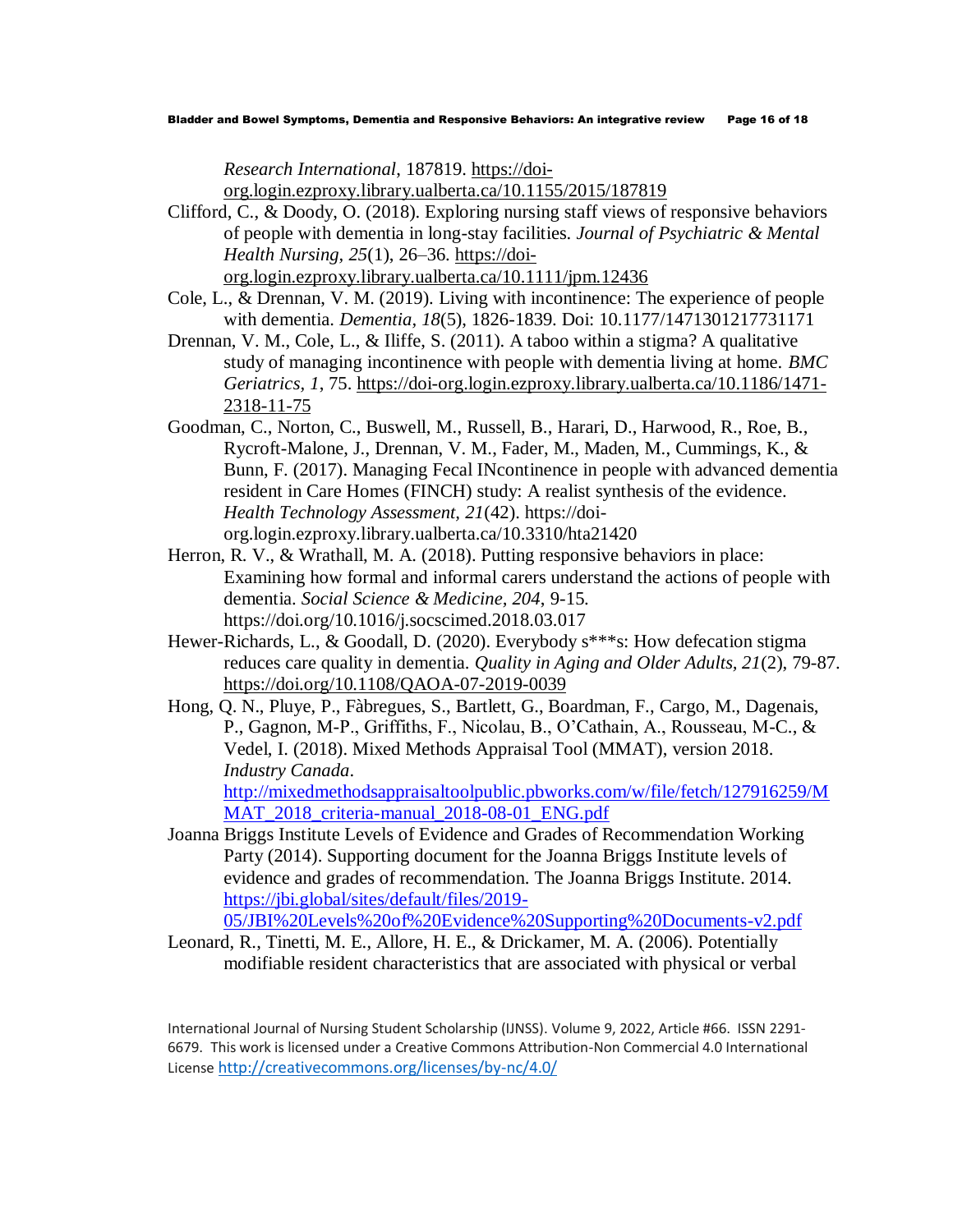*Research International*, 187819. https://doi-org.login.ezproxy.library.ualberta.ca/10.1155/2015/187819

Clifford, C., & Doody, O. (2018). Exploring nursing staff views of responsive behaviors of people with dementia in long-stay facilities. *Journal of Psychiatric & Mental Health Nursing, 25*(1), 26–36. https://doi-org.login.ezproxy.library.ualberta.ca/10.1111/jpm.12436

Cole, L., & Drennan, V. M. (2019). Living with incontinence: The experience of people with dementia. *Dementia, 18*(5), 1826-1839. Doi: 10.1177/1471301217731171

Drennan, V. M., Cole, L., & Iliffe, S. (2011). A taboo within a stigma? A qualitative study of managing incontinence with people with dementia living at home. *BMC Geriatrics, 1*, 75. https://doi-org.login.ezproxy.library.ualberta.ca/10.1186/1471-2318-11-75

Goodman, C., Norton, C., Buswell, M., Russell, B., Harari, D., Harwood, R., Roe, B., Rycroft-Malone, J., Drennan, V. M., Fader, M., Maden, M., Cummings, K., & Bunn, F. (2017). Managing Fecal INcontinence in people with advanced dementia resident in Care Homes (FINCH) study: A realist synthesis of the evidence. *Health Technology Assessment, 21*(42). https://doi-org.login.ezproxy.library.ualberta.ca/10.3310/hta21420

Herron, R. V., & Wrathall, M. A. (2018). Putting responsive behaviors in place: Examining how formal and informal carers understand the actions of people with dementia. *Social Science & Medicine, 204*, 9-15. https://doi.org/10.1016/j.socscimed.2018.03.017

Hewer-Richards, L., & Goodall, D. (2020). Everybody s***s: How defecation stigma reduces care quality in dementia. *Quality in Aging and Older Adults, 21*(2), 79-87. https://doi.org/10.1108/QAOA-07-2019-0039

Hong, Q. N., Pluye, P., Fàbregues, S., Bartlett, G., Boardman, F., Cargo, M., Dagenais, P., Gagnon, M-P., Griffiths, F., Nicolau, B., O'Cathain, A., Rousseau, M-C., & Vedel, I. (2018). Mixed Methods Appraisal Tool (MMAT), version 2018. *Industry Canada*. http://mixedmethodsappraisaltoolpublic.pbworks.com/w/file/fetch/127916259/MMAT_2018_criteria-manual_2018-08-01_ENG.pdf

Joanna Briggs Institute Levels of Evidence and Grades of Recommendation Working Party (2014). Supporting document for the Joanna Briggs Institute levels of evidence and grades of recommendation. The Joanna Briggs Institute. 2014. https://jbi.global/sites/default/files/2019-05/JBI%20Levels%20of%20Evidence%20Supporting%20Documents-v2.pdf

Leonard, R., Tinetti, M. E., Allore, H. E., & Drickamer, M. A. (2006). Potentially modifiable resident characteristics that are associated with physical or verbal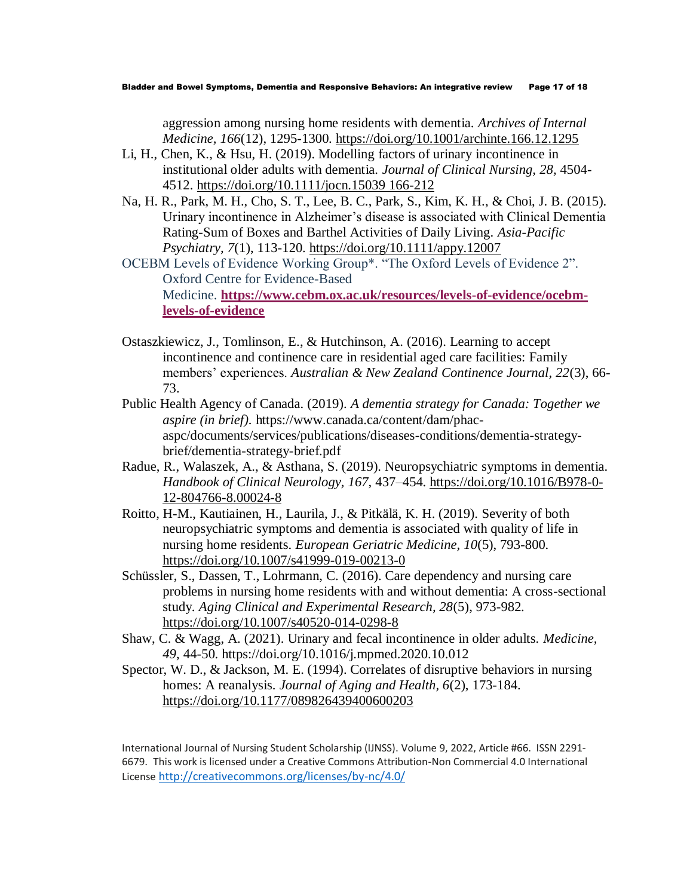aggression among nursing home residents with dementia. *Archives of Internal Medicine, 166*(12), 1295-1300. https://doi.org/10.1001/archinte.166.12.1295

Li, H., Chen, K., & Hsu, H. (2019). Modelling factors of urinary incontinence in institutional older adults with dementia. *Journal of Clinical Nursing, 28,* 4504-4512. https://doi.org/10.1111/jocn.15039 166-212

Na, H. R., Park, M. H., Cho, S. T., Lee, B. C., Park, S., Kim, K. H., & Choi, J. B. (2015). Urinary incontinence in Alzheimer's disease is associated with Clinical Dementia Rating-Sum of Boxes and Barthel Activities of Daily Living. *Asia-Pacific Psychiatry, 7*(1), 113-120. https://doi.org/10.1111/appy.12007

OCEBM Levels of Evidence Working Group*. "The Oxford Levels of Evidence 2". Oxford Centre for Evidence-Based Medicine. **https://www.cebm.ox.ac.uk/resources/levels-of-evidence/ocebm-levels-of-evidence**

Ostaszkiewicz, J., Tomlinson, E., & Hutchinson, A. (2016). Learning to accept incontinence and continence care in residential aged care facilities: Family members' experiences. *Australian & New Zealand Continence Journal, 22*(3), 66-73.

Public Health Agency of Canada. (2019). *A dementia strategy for Canada: Together we aspire (in brief).* https://www.canada.ca/content/dam/phac-aspc/documents/services/publications/diseases-conditions/dementia-strategy-brief/dementia-strategy-brief.pdf

Radue, R., Walaszek, A., & Asthana, S. (2019). Neuropsychiatric symptoms in dementia. *Handbook of Clinical Neurology, 167*, 437–454. https://doi.org/10.1016/B978-0-12-804766-8.00024-8

Roitto, H-M., Kautiainen, H., Laurila, J., & Pitkälä, K. H. (2019). Severity of both neuropsychiatric symptoms and dementia is associated with quality of life in nursing home residents. *European Geriatric Medicine, 10*(5), 793-800. https://doi.org/10.1007/s41999-019-00213-0

Schüssler, S., Dassen, T., Lohrmann, C. (2016). Care dependency and nursing care problems in nursing home residents with and without dementia: A cross-sectional study. *Aging Clinical and Experimental Research, 28*(5), 973-982. https://doi.org/10.1007/s40520-014-0298-8

Shaw, C. & Wagg, A. (2021). Urinary and fecal incontinence in older adults. *Medicine, 49*, 44-50. https://doi.org/10.1016/j.mpmed.2020.10.012

Spector, W. D., & Jackson, M. E. (1994). Correlates of disruptive behaviors in nursing homes: A reanalysis. *Journal of Aging and Health, 6*(2), 173-184. https://doi.org/10.1177/089826439400600203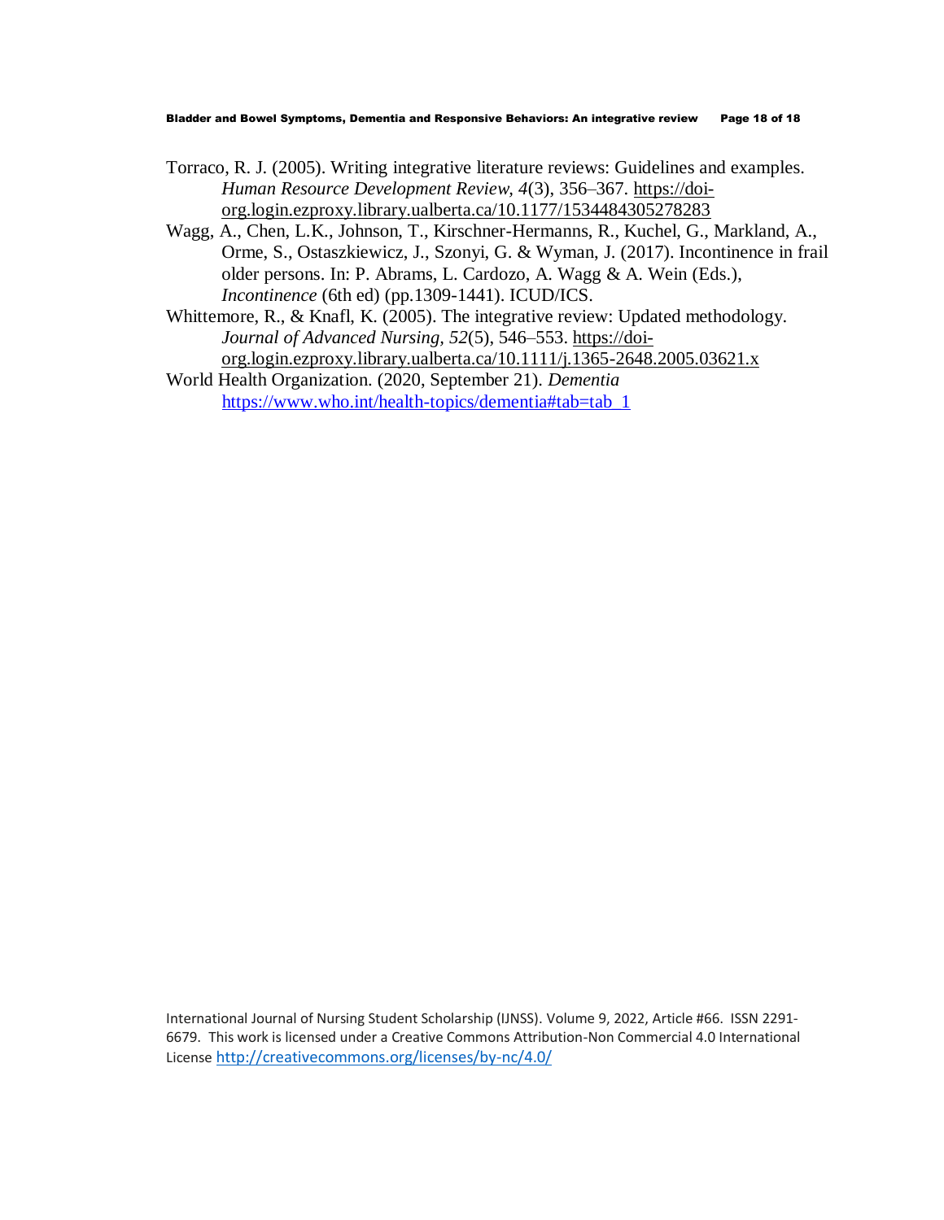Torraco, R. J. (2005). Writing integrative literature reviews: Guidelines and examples. *Human Resource Development Review, 4*(3), 356–367. https://doi-org.login.ezproxy.library.ualberta.ca/10.1177/1534484305278283

Wagg, A., Chen, L.K., Johnson, T., Kirschner-Hermanns, R., Kuchel, G., Markland, A., Orme, S., Ostaszkiewicz, J., Szonyi, G. & Wyman, J. (2017). Incontinence in frail older persons. In: P. Abrams, L. Cardozo, A. Wagg & A. Wein (Eds.), *Incontinence* (6th ed) (pp.1309-1441). ICUD/ICS.

Whittemore, R., & Knafl, K. (2005). The integrative review: Updated methodology. *Journal of Advanced Nursing, 52*(5), 546–553. https://doi-org.login.ezproxy.library.ualberta.ca/10.1111/j.1365-2648.2005.03621.x

World Health Organization. (2020, September 21). *Dementia* https://www.who.int/health-topics/dementia#tab=tab_1

International Journal of Nursing Student Scholarship (IJNSS). Volume 9, 2022, Article #66. ISSN 2291-6679. This work is licensed under a Creative Commons Attribution-Non Commercial 4.0 International License http://creativecommons.org/licenses/by-nc/4.0/